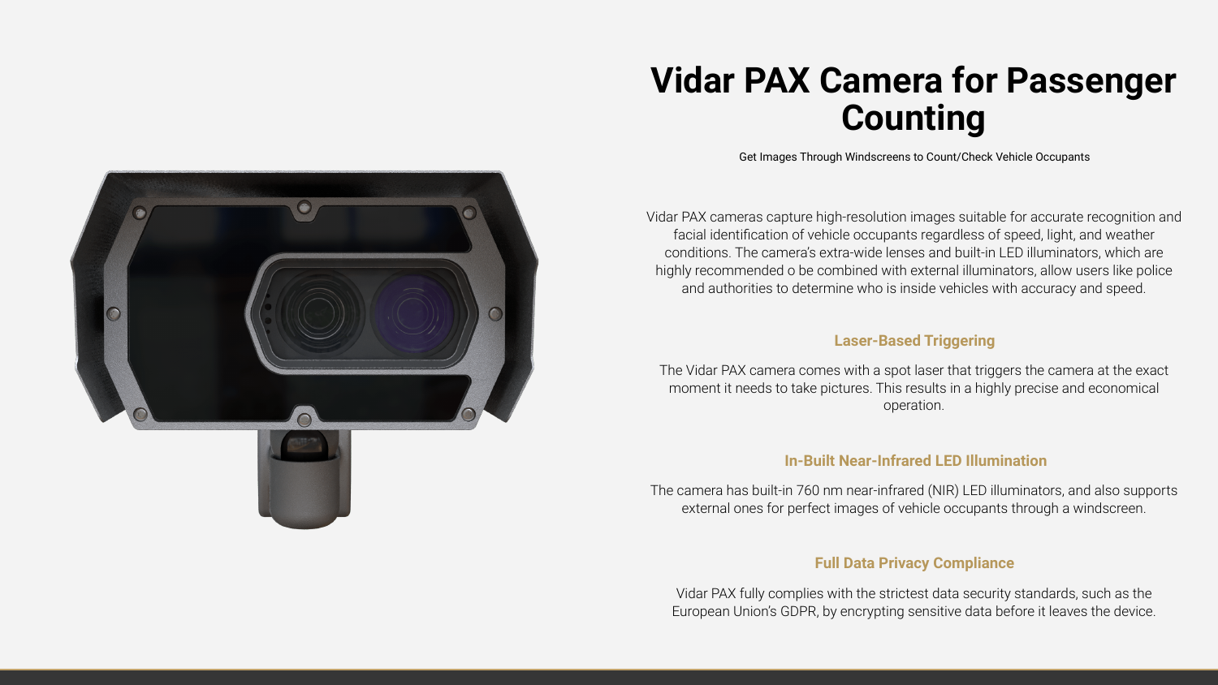# Vidar PAX Camera for Passenger Counting

Get Images Through Windscreens to Count/Check Vehicle Occupants

Vidar PAX cameras capture high-resolution images suitable for accurate recognition and facial identification of vehicle occupants regardless of speed, light, and weather conditions. The camera's extra-wide lenses and built-in LED illuminators, which are highly recommended o be combined with external illuminators, allow users like police and authorities to determine who is inside vehicles with accuracy and speed.

### Laser-Based Triggering

The Vidar PAX camera comes with a spot laser that triggers the camera at the exact moment it needs to take pictures. This results in a highly precise and economical operation.

### In-Built Near-Infrared LED Illumination

The camera has built-in 760 nm near-infrared (NIR) LED illuminators, and also supports external ones for perfect images of vehicle occupants through a windscreen.

### Full Data Privacy Compliance

Vidar PAX fully complies with the strictest data security standards, such as the European Union's GDPR, by encrypting sensitive data before it leaves the device.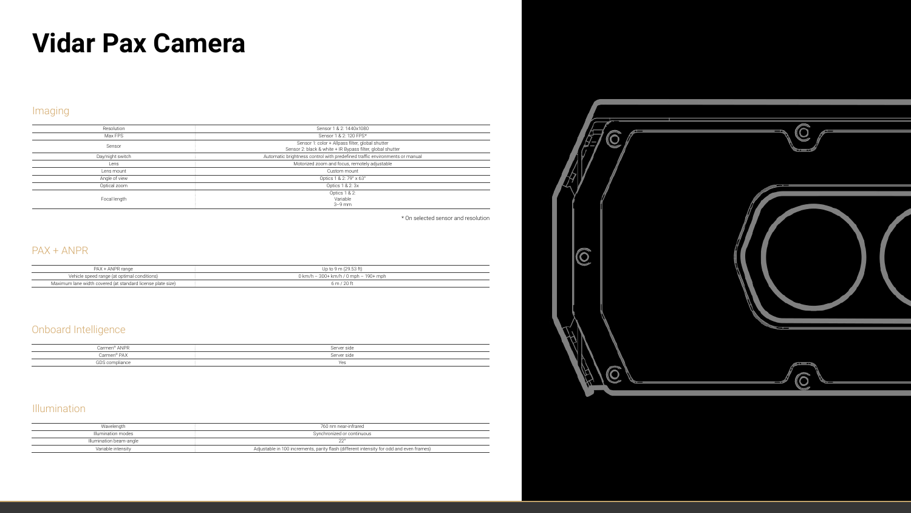# Vidar Pax Camera

## Imaging

| | |
|---|---|
| Resolution | Sensor 1 & 2: 1440x1080 |
| Max FPS | Sensor 1 & 2: 120 FPS* |
| Sensor | Sensor 1: color + Allpass filter, global shutter<br>Sensor 2: black & white + IR Bypass filter, global shutter |
| Day/night switch | Automatic brightness control with predefined traffic environments or manual |
| Lens | Motorized zoom and focus, remotely adjustable |
| Lens mount | Custom mount |
| Angle of view | Optics 1 & 2: 79° x 63° |
| Optical zoom | Optics 1 & 2: 3x |
| Focal length | Optics 1 & 2:<br>Variable<br>3–9 mm |

\* On selected sensor and resolution

## PAX + ANPR

| | |
|---|---|
| PAX + ANPR range | Up to 9 m (29.53 ft) |
| Vehicle speed range (at optimal conditions) | 0 km/h – 300+ km/h / 0 mph – 190+ mph |
| Maximum lane width covered (at standard license plate size) | 6 m / 20 ft |

## Onboard Intelligence

| | |
|---|---|
| Carmen® ANPR | Server side |
| Carmen® PAX | Server side |
| GDS compliance | Yes |

## Illumination

| | |
|---|---|
| Wavelength | 760 nm near-infrared |
| Illumination modes | Synchronized or continuous |
| Illumination beam-angle | 22° |
| Variable intensity | Adjustable in 100 increments, parity flash (different intensity for odd and even frames) |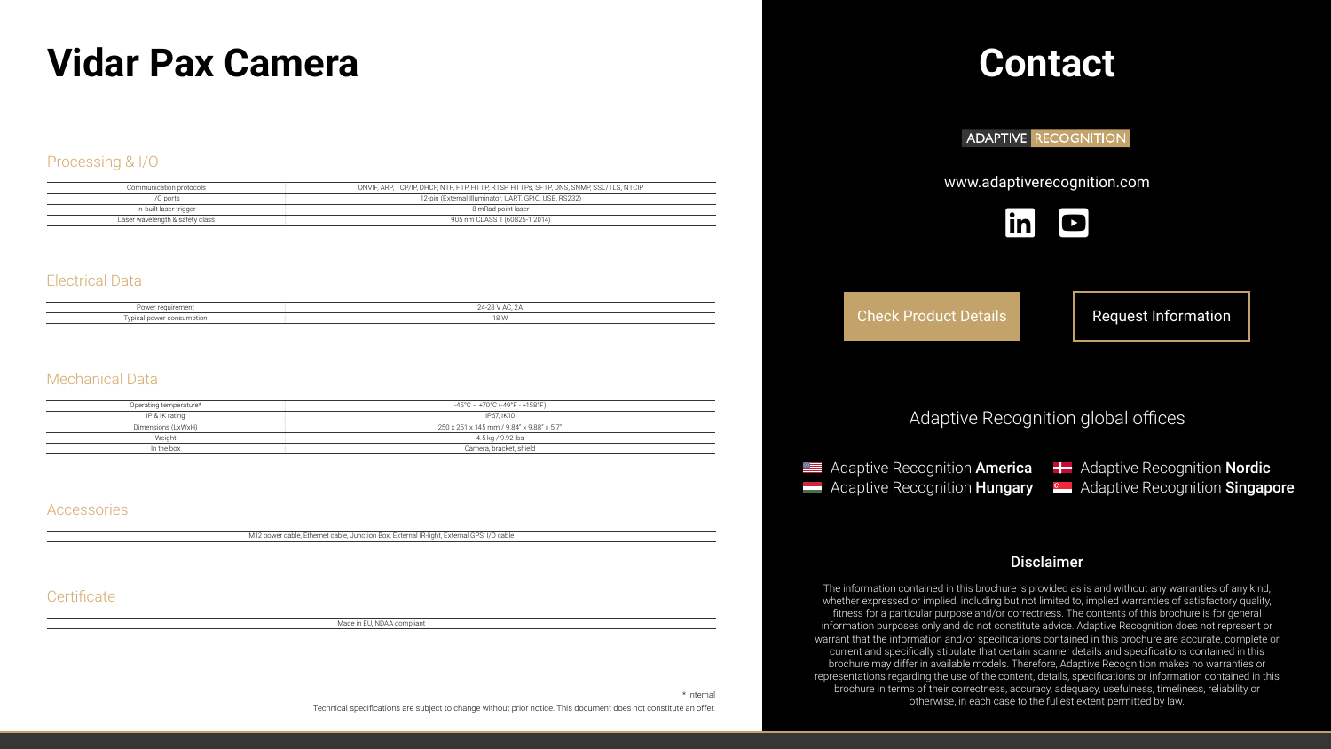# Vidar Pax Camera

## Processing & I/O

| | |
|---|---|
| Communication protocols | ONVIF, ARP, TCP/IP, DHCP, NTP, FTP, HTTP, RTSP, HTTPs, SFTP, DNS, SNMP, SSL/TLS, NTCIP |
| I/O ports | 12-pin (External Illuminator, UART, GPIO, USB, RS232) |
| In-built laser trigger | 8 mRad point laser |
| Laser wavelength & safety class | 905 nm CLASS 1 (60825-1 2014) |

## Electrical Data

| | |
|---|---|
| Power requirement | 24-28 V AC, 2A |
| Typical power consumption | 18 W |

## Mechanical Data

| | |
|---|---|
| Operating temperature* | -45°C – +70°C (-49°F - +158°F) |
| IP & IK rating | IP67, IK10 |
| Dimensions (LxWxH) | 250 x 251 x 145 mm / 9.84" x 9.88" x 5.7" |
| Weight | 4.5 kg / 9.92 lbs |
| In the box | Camera, bracket, shield |

## Accessories

M12 power cable, Ethernet cable, Junction Box, External IR-light, External GPS, I/O cable

## Certificate

Made in EU, NDAA compliant

\* Internal

Technical specifications are subject to change without prior notice. This document does not constitute an offer.

# Contact

ADAPTIVE RECOGNITION

www.adaptiverecognition.com

Check Product Details

Request Information

## Adaptive Recognition global offices

- Adaptive Recognition **America**
- Adaptive Recognition **Nordic**
- Adaptive Recognition **Hungary**
- Adaptive Recognition **Singapore**

### Disclaimer

The information contained in this brochure is provided as is and without any warranties of any kind, whether expressed or implied, including but not limited to, implied warranties of satisfactory quality, fitness for a particular purpose and/or correctness. The contents of this brochure is for general information purposes only and do not constitute advice. Adaptive Recognition does not represent or warrant that the information and/or specifications contained in this brochure are accurate, complete or current and specifically stipulate that certain scanner details and specifications contained in this brochure may differ in available models. Therefore, Adaptive Recognition makes no warranties or representations regarding the use of the content, details, specifications or information contained in this brochure in terms of their correctness, accuracy, adequacy, usefulness, timeliness, reliability or otherwise, in each case to the fullest extent permitted by law.